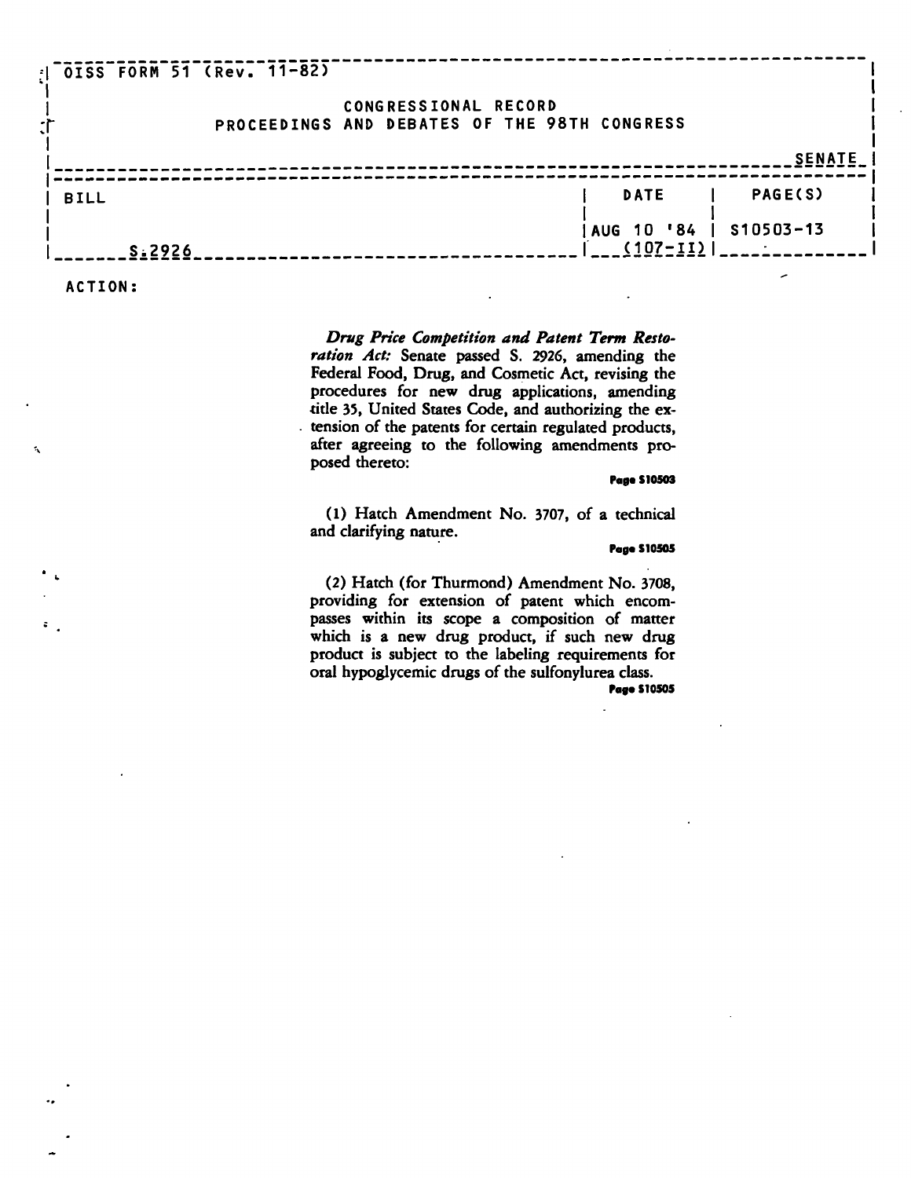OISS FORM 51 (Rev. 11-82)

CONGRESSIONAL RECORD
PROCEEDINGS AND DEBATES OF THE 98TH CONGRESS

SENATE

| BILL | DATE | PAGE(S) |
|---|---|---|
| S. 2926 | AUG 10 '84 (107-II) | S10503-13 |

ACTION:

*Drug Price Competition and Patent Term Restoration Act:* Senate passed S. 2926, amending the Federal Food, Drug, and Cosmetic Act, revising the procedures for new drug applications, amending title 35, United States Code, and authorizing the extension of the patents for certain regulated products, after agreeing to the following amendments proposed thereto:

**Page S10503**

(1) Hatch Amendment No. 3707, of a technical and clarifying nature.

**Page S10505**

(2) Hatch (for Thurmond) Amendment No. 3708, providing for extension of patent which encompasses within its scope a composition of matter which is a new drug product, if such new drug product is subject to the labeling requirements for oral hypoglycemic drugs of the sulfonylurea class.

**Page S10505**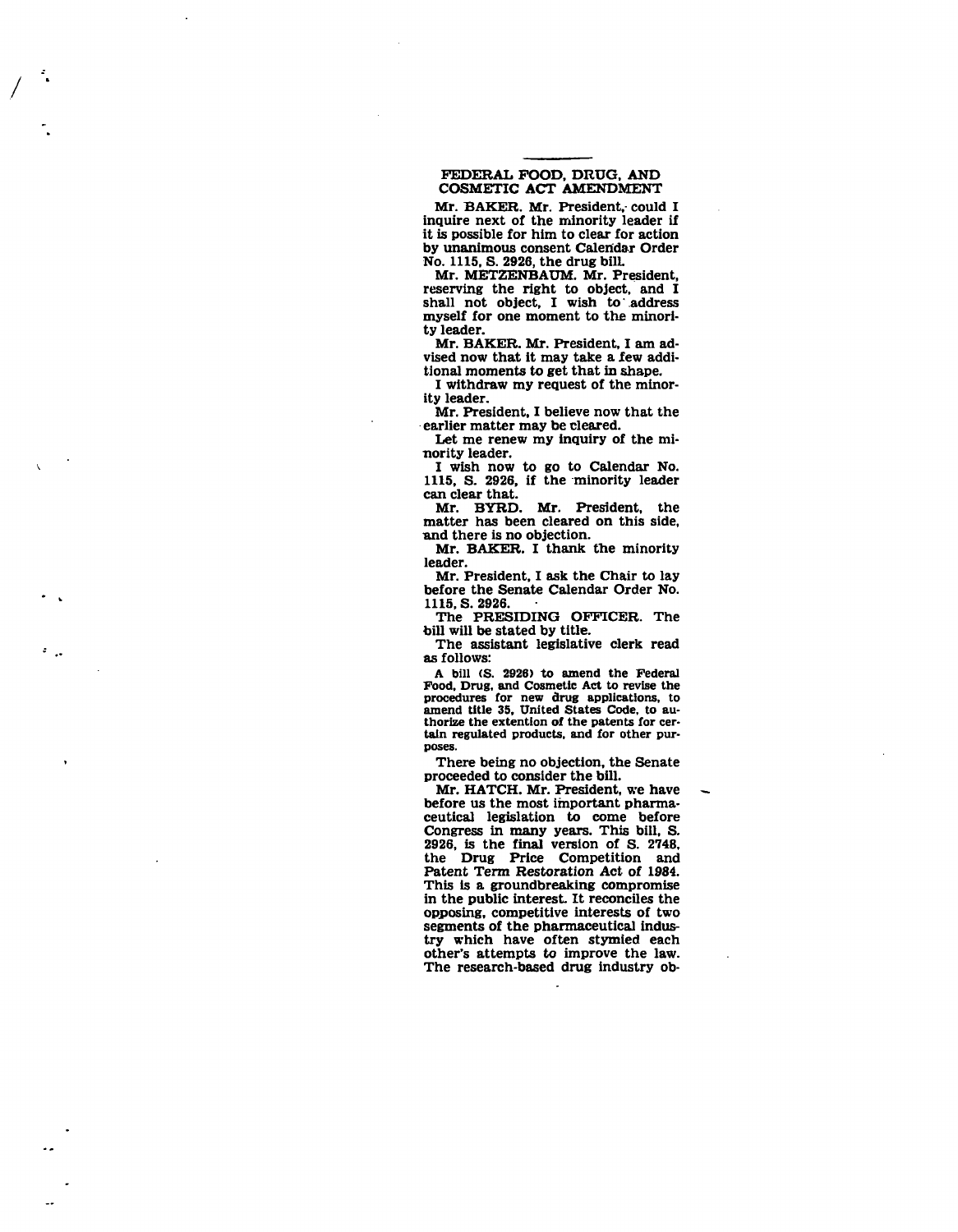## FEDERAL FOOD, DRUG, AND COSMETIC ACT AMENDMENT

Mr. BAKER. Mr. President, could I inquire next of the minority leader if it is possible for him to clear for action by unanimous consent Calendar Order No. 1115, S. 2926, the drug bill.

Mr. METZENBAUM. Mr. President, reserving the right to object, and I shall not object, I wish to address myself for one moment to the minority leader.

Mr. BAKER. Mr. President, I am advised now that it may take a few additional moments to get that in shape.

I withdraw my request of the minority leader.

Mr. President, I believe now that the earlier matter may be cleared.

Let me renew my inquiry of the minority leader.

I wish now to go to Calendar No. 1115, S. 2926, if the minority leader can clear that.

Mr. BYRD. Mr. President, the matter has been cleared on this side, and there is no objection.

Mr. BAKER. I thank the minority leader.

Mr. President, I ask the Chair to lay before the Senate Calendar Order No. 1115, S. 2926.

The PRESIDING OFFICER. The bill will be stated by title.

The assistant legislative clerk read as follows:

A bill (S. 2926) to amend the Federal Food, Drug, and Cosmetic Act to revise the procedures for new drug applications, to amend title 35, United States Code, to authorize the extention of the patents for certain regulated products, and for other purposes.

There being no objection, the Senate proceeded to consider the bill.

Mr. HATCH. Mr. President, we have before us the most important pharmaceutical legislation to come before Congress in many years. This bill, S. 2926, is the final version of S. 2748, the Drug Price Competition and Patent Term Restoration Act of 1984. This is a groundbreaking compromise in the public interest. It reconciles the opposing, competitive interests of two segments of the pharmaceutical industry which have often stymied each other's attempts to improve the law. The research-based drug industry ob-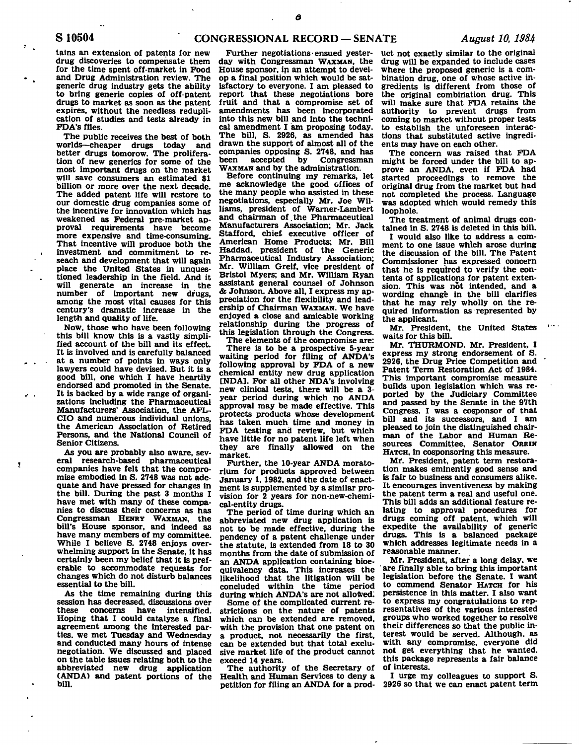tains an extension of patents for new drug discoveries to compensate them for the time spent off-market in Food and Drug Administration review. The generic drug industry gets the ability to bring generic copies of off-patent drugs to market as soon as the patent expires, without the needless reduplication of studies and tests already in FDA's files.

The public receives the best of both worlds—cheaper drugs today and better drugs tomorrow. The proliferation of new generics for some of the most important drugs on the market will save consumers an estimated $1 billion or more over the next decade. The added patent life will restore to our domestic drug companies some of the incentive for innovation which has weakened as Federal pre-market approval requirements have become more expensive and time-consuming. That incentive will produce both the investment and commitment to reseach and development that will again place the United States in unquestioned leadership in the field. And it will generate an increase in the number of important new drugs, among the most vital causes for this century's dramatic increase in the length and quality of life.

Now, those who have been following this bill know this is a vastly simplified account of the bill and its effect. It is involved and is carefully balanced at a number of points in ways only lawyers could have devised. But it is a good bill, one which I have heartily endorsed and promoted in the Senate. It is backed by a wide range of organizations including the Pharmaceutical Manufacturers' Association, the AFL-CIO and numerous individual unions, the American Association of Retired Persons, and the National Council of Senior Citizens.

As you are probably also aware, several research-based pharmaceutical companies have felt that the compromise embodied in S. 2748 was not adequate and have pressed for changes in the bill. During the past 3 months I have met with many of these companies to discuss their concerns as has Congressman HENRY WAXMAN, the bill's House sponsor, and indeed as have many members of my committee. While I believe S. 2748 enjoys overwhelming support in the Senate, it has certainly been my belief that it is preferable to accommodate requests for changes which do not disturb balances essential to the bill.

As the time remaining during this session has decreased, discussions over these concerns have intensified. Hoping that I could catalyze a final agreement among the interested parties, we met Tuesday and Wednesday and conducted many hours of intense negotiation. We discussed and placed on the table issues relating both to the abbreviated new drug application (ANDA) and patent portions of the bill.

Further negotiations ensued yesterday with Congressman WAXMAN, the House sponsor, in an attempt to develop a final position which would be satisfactory to everyone. I am pleased to report that these negotiations bore fruit and that a compromise set of amendments has been incorporated into this new bill and into the technical amendment I am proposing today. The bill, S. 2926, as amended has drawn the support of almost all of the companies opposing S. 2748, and has been accepted by Congressman WAXMAN and by the administration.

Before continuing my remarks, let me acknowledge the good offices of the many people who assisted in these negotiations, especially Mr. Joe Williams, president of Warner-Lambert and chairman of the Pharmaceutical Manufacturers Association; Mr. Jack Stafford, chief executive officer of American Home Products; Mr. Bill Haddad, president of the Generic Pharmaceutical Industry Association; Mr. William Greif, vice president of Bristol Myers; and Mr. William Ryan assistant general counsel of Johnson & Johnson. Above all, I express my appreciation for the flexibility and leadership of Chairman WAXMAN. We have enjoyed a close and amicable working relationship during the progress of this legislation through the Congress.

The elements of the compromise are:

There is to be a prospective 5-year waiting period for filing of ANDA's following approval by FDA of a new chemical entity new drug application [NDA]. For all other NDA's involving new clinical tests, there will be a 3-year period during which no ANDA approval may be made effective. This protects products whose development has taken much time and money in FDA testing and review, but which have little for no patent life left when they are finally allowed on the market.

Further, the 10-year ANDA moratorium for products approved between January 1, 1982, and the date of enactment is supplemented by a similar provision for 2 years for non-new-chemical-entity drugs.

The period of time during which an abbreviated new drug application is not to be made effective, during the pendency of a patent challenge under the statute, is extended from 18 to 30 months from the date of submission of an ANDA application containing bioequivalency data. This increases the likelihood that the litigation will be concluded within the time period during which ANDA's are not allowed.

Some of the complicated current restrictions on the nature of patents which can be extended are removed, with the provision that one patent on a product, not necessarily the first, can be extended but that total exclusive market life of the product cannot exceed 14 years.

The authority of the Secretary of Health and Human Services to deny a petition for filing an ANDA for a product not exactly similar to the original drug will be expanded to include cases where the proposed generic is a combination drug, one of whose active ingredients is different from those of the original combination drug. This will make sure that FDA retains the authority to prevent drugs from coming to market without proper tests to establish the unforeseen interactions that substituted active ingredients may have on each other.

The concern was raised that FDA might be forced under the bill to approve an ANDA, even if FDA had started proceedings to remove the original drug from the market but had not completed the process. Language was adopted which would remedy this loophole.

The treatment of animal drugs contained in S. 2748 is deleted in this bill.

I would also like to address a comment to one issue which arose during the discussion of the bill. The Patent Commissioner has expressed concern that he is required to verify the contents of applications for patent extension. This was not intended, and a wording change in the bill clarifies that he may rely wholly on the required information as represented by the applicant.

Mr. President, the United States waits for this bill.

Mr. THURMOND. Mr. President, I express my strong endorsement of S. 2926, the Drug Price Competition and Patent Term Restoration Act of 1984. This important compromise measure builds upon legislation which was reported by the Judiciary Committee and passed by the Senate in the 97th Congress. I was a cosponsor of that bill and its successors, and I am pleased to join the distinguished chairman of the Labor and Human Resources Committee, Senator ORRIN HATCH, in cosponsoring this measure.

Mr. President, patent term restoration makes eminently good sense and is fair to business and consumers alike. It encourages inventiveness by making the patent term a real and useful one. This bill adds an additional feature relating to approval procedures for drugs coming off patent, which will expedite the availability of generic drugs. This is a balanced package which addresses legitimate needs in a reasonable manner.

Mr. President, after a long delay, we are finally able to bring this important legislation before the Senate. I want to commend Senator HATCH for his persistence in this matter. I also want to express my congratulations to representatives of the various interested groups who worked together to resolve their differences so that the public interest would be served. Although, as with any compromise, everyone did not get everything that he wanted, this package represents a fair balance of interests.

I urge my colleagues to support S. 2926 so that we can enact patent term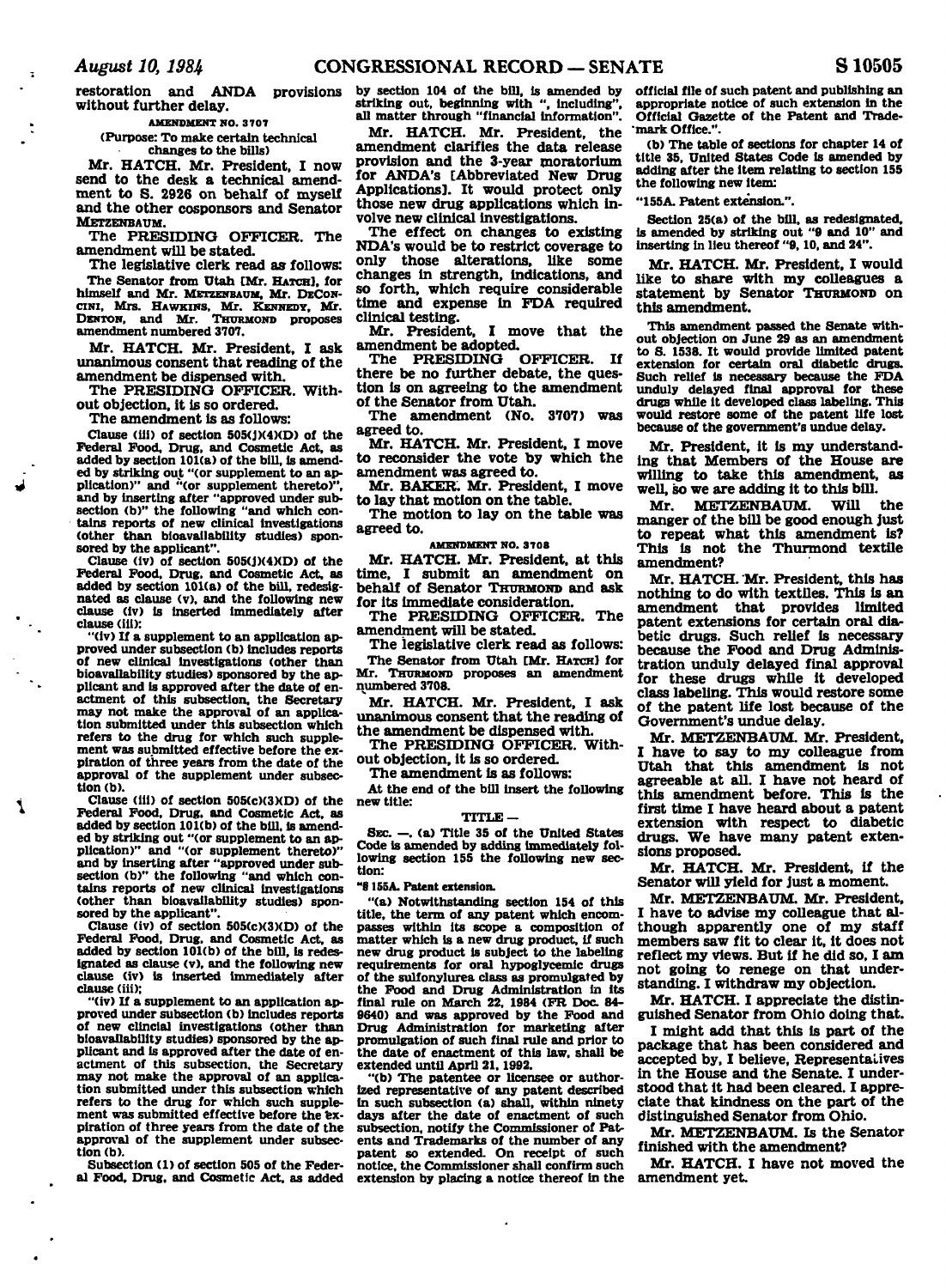restoration and ANDA provisions without further delay.

AMENDMENT NO. 3707

(Purpose: To make certain technical changes to the bills)

Mr. HATCH. Mr. President, I now send to the desk a technical amendment to S. 2926 on behalf of myself and the other cosponsors and Senator METZENBAUM.

The PRESIDING OFFICER. The amendment will be stated.

The legislative clerk read as follows:

The Senator from Utah [Mr. HATCH], for himself and Mr. METZENBAUM, Mr. DECONCINI, Mrs. HAWKINS, Mr. KENNEDY, Mr. DENTON, and Mr. THURMOND proposes amendment numbered 3707.

Mr. HATCH. Mr. President, I ask unanimous consent that reading of the amendment be dispensed with.

The PRESIDING OFFICER. Without objection, it is so ordered.

The amendment is as follows:

Clause (iii) of section 505(j)(4)(D) of the Federal Food, Drug, and Cosmetic Act, as added by section 101(a) of the bill, is amended by striking out "(or supplement to an application)" and "(or supplement thereto)", and by inserting after "approved under subsection (b)" the following "and which contains reports of new clinical investigations (other than bioavailability studies) sponsored by the applicant".

Clause (iv) of section 505(j)(4)(D) of the Federal Food, Drug, and Cosmetic Act, as added by section 101(a) of the bill, redesignated as clause (v), and the following new clause (iv) is inserted immediately after clause (iii):

"(iv) If a supplement to an application approved under subsection (b) includes reports of new clinical investigations (other than bioavailability studies) sponsored by the applicant and is approved after the date of enactment of this subsection, the Secretary may not make the approval of an application submitted under this subsection which refers to the drug for which such supplement was submitted effective before the expiration of three years from the date of the approval of the supplement under subsection (b).

Clause (iii) of section 505(c)(3)(D) of the Federal Food, Drug, and Cosmetic Act, as added by section 101(b) of the bill, is amended by striking out "(or supplement to an application)" and "(or supplement thereto)" and by inserting after "approved under subsection (b)" the following "and which contains reports of new clinical investigations (other than bioavailability studies) sponsored by the applicant".

Clause (iv) of section 505(c)(3)(D) of the Federal Food, Drug, and Cosmetic Act, as added by section 101(b) of the bill, is redesignated as clause (v), and the following new clause (iv) is inserted immediately after clause (iii);

"(iv) If a supplement to an application approved under subsection (b) includes reports of new clincial investigations (other than bioavailability studies) sponsored by the applicant and is approved after the date of enactment of this subsection, the Secretary may not make the approval of an application submitted under this subsection which refers to the drug for which such supplement was submitted effective before the expiration of three years from the date of the approval of the supplement under subsection (b).

Subsection (l) of section 505 of the Federal Food, Drug, and Cosmetic Act, as added by section 104 of the bill, is amended by striking out, beginning with ", including", all matter through "financial information".

Mr. HATCH. Mr. President, the amendment clarifies the data release provision and the 3-year moratorium for ANDA's [Abbreviated New Drug Applications]. It would protect only those new drug applications which involve new clinical investigations.

The effect on changes to existing NDA's would be to restrict coverage to only those alterations, like some changes in strength, indications, and so forth, which require considerable time and expense in FDA required clinical testing.

Mr. President, I move that the amendment be adopted.

The PRESIDING OFFICER. If there be no further debate, the question is on agreeing to the amendment of the Senator from Utah.

The amendment (No. 3707) was agreed to.

Mr. HATCH. Mr. President, I move to reconsider the vote by which the amendment was agreed to.

Mr. BAKER. Mr. President, I move to lay that motion on the table.

The motion to lay on the table was agreed to.

AMENDMENT NO. 3708

Mr. HATCH. Mr. President, at this time, I submit an amendment on behalf of Senator THURMOND and ask for its immediate consideration.

The PRESIDING OFFICER. The amendment will be stated.

The legislative clerk read as follows:

The Senator from Utah [Mr. HATCH] for Mr. THURMOND proposes an amendment numbered 3708.

Mr. HATCH. Mr. President, I ask unanimous consent that the reading of the amendment be dispensed with.

The PRESIDING OFFICER. Without objection, it is so ordered.

The amendment is as follows:

At the end of the bill insert the following new title:

TITLE —

SEC. —. (a) Title 35 of the United States Code is amended by adding immediately following section 155 the following new section:

"§ 155A. Patent extension.

"(a) Notwithstanding section 154 of this title, the term of any patent which encompasses within its scope a composition of matter which is a new drug product, if such new drug product is subject to the labeling requirements for oral hypoglycemic drugs of the sulfonylurea class as promulgated by the Food and Drug Administration in its final rule on March 22, 1984 (FR Doc. 84-9640) and was approved by the Food and Drug Administration for marketing after promulgation of such final rule and prior to the date of enactment of this law, shall be extended until April 21, 1992.

"(b) The patentee or licensee or authorized representative of any patent described in such subsection (a) shall, within ninety days after the date of enactment of such subsection, notify the Commissioner of Patents and Trademarks of the number of any patent so extended. On receipt of such notice, the Commissioner shall confirm such extension by placing a notice thereof in the official file of such patent and publishing an appropriate notice of such extension in the Official Gazette of the Patent and Trademark Office.".

(b) The table of sections for chapter 14 of title 35, United States Code is amended by adding after the item relating to section 155 the following new item:

"155A. Patent extension.".

Section 25(a) of the bill, as redesignated, is amended by striking out "9 and 10" and inserting in lieu thereof "9, 10, and 24".

Mr. HATCH. Mr. President, I would like to share with my colleagues a statement by Senator THURMOND on this amendment.

This amendment passed the Senate without objection on June 29 as an amendment to S. 1538. It would provide limited patent extension for certain oral diabetic drugs. Such relief is necessary because the FDA unduly delayed final approval for these drugs while it developed class labeling. This would restore some of the patent life lost because of the government's undue delay.

Mr. President, it is my understanding that Members of the House are willing to take this amendment, as well, so we are adding it to this bill.

Mr. METZENBAUM. Will the manger of the bill be good enough just to repeat what this amendment is? This is not the Thurmond textile amendment?

Mr. HATCH. Mr. President, this has nothing to do with textiles. This is an amendment that provides limited patent extensions for certain oral diabetic drugs. Such relief is necessary because the Food and Drug Administration unduly delayed final approval for these drugs while it developed class labeling. This would restore some of the patent life lost because of the Government's undue delay.

Mr. METZENBAUM. Mr. President, I have to say to my colleague from Utah that this amendment is not agreeable at all. I have not heard of this amendment before. This is the first time I have heard about a patent extension with respect to diabetic drugs. We have many patent extensions proposed.

Mr. HATCH. Mr. President, if the Senator will yield for just a moment.

Mr. METZENBAUM. Mr. President, I have to advise my colleague that although apparently one of my staff members saw fit to clear it, it does not reflect my views. But if he did so, I am not going to renege on that understanding. I withdraw my objection.

Mr. HATCH. I appreciate the distinguished Senator from Ohio doing that.

I might add that this is part of the package that has been considered and accepted by, I believe, Representatives in the House and the Senate. I understood that it had been cleared. I appreciate that kindness on the part of the distinguished Senator from Ohio.

Mr. METZENBAUM. Is the Senator finished with the amendment?

Mr. HATCH. I have not moved the amendment yet.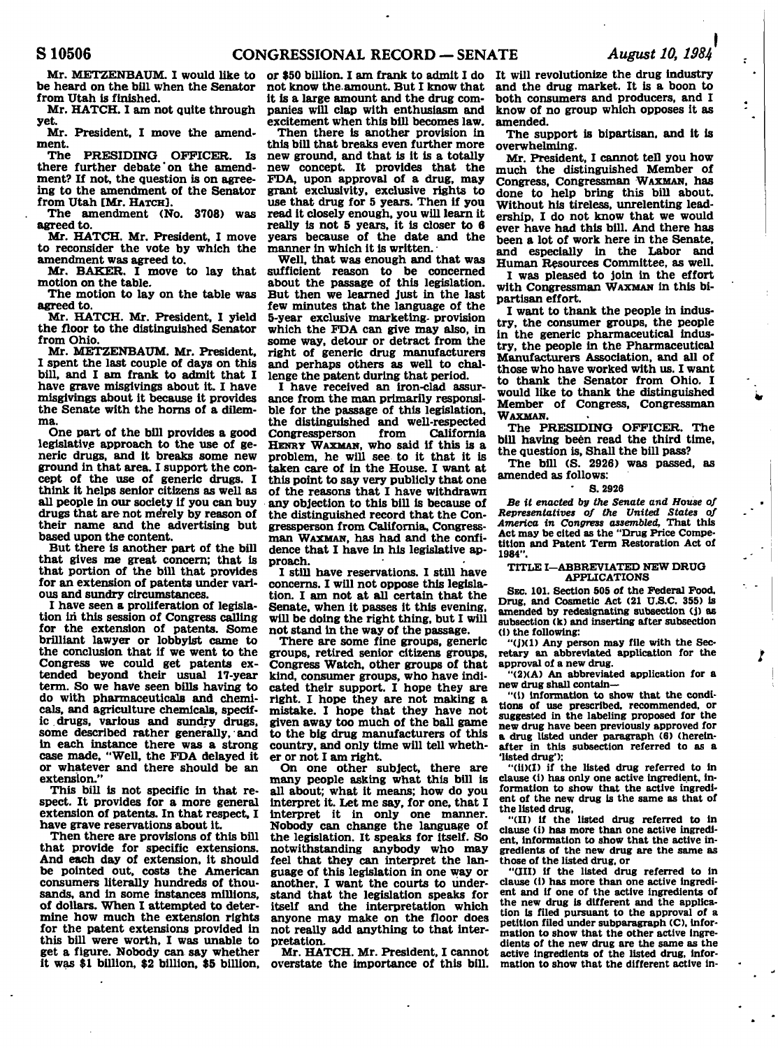Mr. METZENBAUM. I would like to be heard on the bill when the Senator from Utah is finished.

Mr. HATCH. I am not quite through yet.

Mr. President, I move the amendment.

The PRESIDING OFFICER. Is there further debate on the amendment? If not, the question is on agreeing to the amendment of the Senator from Utah [Mr. HATCH].

The amendment (No. 3708) was agreed to.

Mr. HATCH. Mr. President, I move to reconsider the vote by which the amendment was agreed to.

Mr. BAKER. I move to lay that motion on the table.

The motion to lay on the table was agreed to.

Mr. HATCH. Mr. President, I yield the floor to the distinguished Senator from Ohio.

Mr. METZENBAUM. Mr. President, I spent the last couple of days on this bill, and I am frank to admit that I have grave misgivings about it. I have misgivings about it because it provides the Senate with the horns of a dilemma.

One part of the bill provides a good legislative approach to the use of generic drugs, and it breaks some new ground in that area. I support the concept of the use of generic drugs. I think it helps senior citizens as well as all people in our society if you can buy drugs that are not merely by reason of their name and the advertising but based upon the content.

But there is another part of the bill that gives me great concern; that is that portion of the bill that provides for an extension of patents under various and sundry circumstances.

I have seen a proliferation of legislation in this session of Congress calling for the extension of patents. Some brilliant lawyer or lobbyist came to the conclusion that if we went to the Congress we could get patents extended beyond their usual 17-year term. So we have seen bills having to do with pharmaceuticals and chemicals, and agriculture chemicals, specific drugs, various and sundry drugs, some described rather generally, and in each instance there was a strong case made, "Well, the FDA delayed it or whatever and there should be an extension."

This bill is not specific in that respect. It provides for a more general extension of patents. In that respect, I have grave reservations about it.

Then there are provisions of this bill that provide for specific extensions. And each day of extension, it should be pointed out, costs the American consumers literally hundreds of thousands, and in some instances millions, of dollars. When I attempted to determine how much the extension rights for the patent extensions provided in this bill were worth, I was unable to get a figure. Nobody can say whether it was $1 billion, $2 billion, $5 billion, or $50 billion. I am frank to admit I do not know the amount. But I know that it is a large amount and the drug companies will clap with enthusiasm and excitement when this bill becomes law.

Then there is another provision in this bill that breaks even further more new ground, and that is it is a totally new concept. It provides that the FDA, upon approval of a drug, may grant exclusivity, exclusive rights to use that drug for 5 years. Then if you read it closely enough, you will learn it really is not 5 years, it is closer to 6 years because of the date and the manner in which it is written.

Well, that was enough and that was sufficient reason to be concerned about the passage of this legislation. But then we learned just in the last few minutes that the language of the 5-year exclusive marketing provision which the FDA can give may also, in some way, detour or detract from the right of generic drug manufacturers and perhaps others as well to challenge the patent during that period.

I have received an iron-clad assurance from the man primarily responsible for the passage of this legislation, the distinguished and well-respected Congressperson from California HENRY WAXMAN, who said if this is a problem, he will see to it that it is taken care of in the House. I want at this point to say very publicly that one of the reasons that I have withdrawn any objection to this bill is because of the distinguished record that the Congressperson from California, Congressman WAXMAN, has had and the confidence that I have in his legislative approach.

I still have reservations. I still have concerns. I will not oppose this legislation. I am not at all certain that the Senate, when it passes it this evening, will be doing the right thing, but I will not stand in the way of the passage.

There are some fine groups, generic groups, retired senior citizens groups, Congress Watch, other groups of that kind, consumer groups, who have indicated their support. I hope they are right. I hope they are not making a mistake. I hope that they have not given away too much of the ball game to the big drug manufacturers of this country, and only time will tell whether or not I am right.

On one other subject, there are many people asking what this bill is all about; what it means; how do you interpret it. Let me say, for one, that I interpret it in only one manner. Nobody can change the language of the legislation. It speaks for itself. So notwithstanding anybody who may feel that they can interpret the language of this legislation in one way or another, I want the courts to understand that the legislation speaks for itself and the interpretation which anyone may make on the floor does not really add anything to that interpretation.

Mr. HATCH. Mr. President, I cannot overstate the importance of this bill. It will revolutionize the drug industry and the drug market. It is a boon to both consumers and producers, and I know of no group which opposes it as amended.

The support is bipartisan, and it is overwhelming.

Mr. President, I cannot tell you how much the distinguished Member of Congress, Congressman WAXMAN, has done to help bring this bill about. Without his tireless, unrelenting leadership, I do not know that we would ever have had this bill. And there has been a lot of work here in the Senate, and especially in the Labor and Human Resources Committee, as well.

I was pleased to join in the effort with Congressman WAXMAN in this bipartisan effort.

I want to thank the people in industry, the consumer groups, the people in the generic pharmaceutical industry, the people in the Pharmaceutical Manufacturers Association, and all of those who have worked with us. I want to thank the Senator from Ohio. I would like to thank the distinguished Member of Congress, Congressman WAXMAN.

The PRESIDING OFFICER. The bill having been read the third time, the question is, Shall the bill pass?

The bill (S. 2926) was passed, as amended as follows:

S. 2926

*Be it enacted by the Senate and House of Representatives of the United States of America in Congress assembled,* That this Act may be cited as the "Drug Price Competition and Patent Term Restoration Act of 1984".

TITLE I—ABBREVIATED NEW DRUG APPLICATIONS

SEC. 101. Section 505 of the Federal Food, Drug, and Cosmetic Act (21 U.S.C. 355) is amended by redesignating subsection (j) as subsection (k) and inserting after subsection (i) the following:

"(j)(1) Any person may file with the Secretary an abbreviated application for the approval of a new drug.

"(2)(A) An abbreviated application for a new drug shall contain—

"(i) information to show that the conditions of use prescribed, recommended, or suggested in the labeling proposed for the new drug have been previously approved for a drug listed under paragraph (6) (hereinafter in this subsection referred to as a 'listed drug');

"(ii)(I) if the listed drug referred to in clause (i) has only one active ingredient, information to show that the active ingredient of the new drug is the same as that of the listed drug,

"(II) if the listed drug referred to in clause (i) has more than one active ingredient, information to show that the active ingredients of the new drug are the same as those of the listed drug, or

"(III) if the listed drug referred to in clause (i) has more than one active ingredient and if one of the active ingredients of the new drug is different and the application is filed pursuant to the approval of a petition filed under subparagraph (C), information to show that the other active ingredients of the new drug are the same as the active ingredients of the listed drug, information to show that the different active in-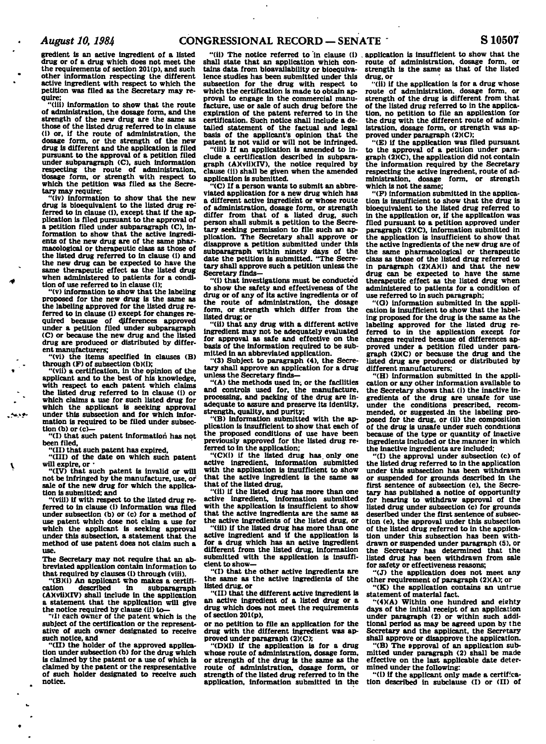gredient is an active ingredient of a listed drug or of a drug which does not meet the the requirements of section 201(p), and such other information respecting the different active ingredient with respect to which the petition was filed as the Secretary may require;

"(iii) information to show that the route of administration, the dosage form, and the strength of the new drug are the same as those of the listed drug referred to in clause (i) or, if the route of administration, the dosage form, or the strength of the new drug is different and the application is filed pursuant to the approval of a petition filed under subparagraph (C), such information respecting the route of administration, dosage form, or strength with respect to which the petition was filed as the Secretary may require;

"(iv) information to show that the new drug is bioequivalent to the listed drug referred to in clause (i), except that if the application is filed pursuant to the approval of a petition filed under subparagraph (C), information to show that the active ingredients of the new drug are of the same pharmacological or therapeutic class as those of the listed drug referred to in clause (i) and the new drug can be expected to have the same therapeutic effect as the listed drug when administered to patients for a condition of use referred to in clause (i);

"(v) information to show that the labeling proposed for the new drug is the same as the labeling approved for the listed drug referred to in clause (i) except for changes required because of differences approved under a petition filed under subparagraph (C) or because the new drug and the listed drug are produced or distributed by different manufacturers;

"(vi) the items specified in clauses (B) through (F) of subsection (b)(1);

"(vii) a certification, in the opinion of the applicant and to the best of his knowledge, with respect to each patent which claims the listed drug referred to in clause (i) or which claims a use for such listed drug for which the applicant is seeking approval under this subsection and for which information is required to be filed under subsection (b) or (c)—

"(I) that such patent information has not been filed,

"(II) that such patent has expired,

"(III) of the date on which such patent will expire, or

"(IV) that such patent is invalid or will not be infringed by the manufacture, use, or sale of the new drug for which the application is submitted; and

"(viii) if with respect to the listed drug referred to in clause (i) information was filed under subsection (b) or (c) for a method of use patent which dose not claim a use for which the applicant is seeking approval under this subsection, a statement that the method of use patent does not claim such a use.

The Secretary may not require that an abbreviated application contain information to that required by clauses (i) through (viii).

"(B)(i) An applicant who makes a certification described in subparagraph (A)(vii)(IV) shall include in the application a statement that the application will give the notice required by clause (ii) to—

"(I) each owner of the patent which is the subject of the certification or the representative of such owner designated to receive such notice, and

"(II) the holder of the approved application under subsection (b) for the drug which is claimed by the patent or a use of which is claimed by the patent or the respresentative of such holder designated to receive such notice.

"(ii) The notice referred to in clause (i) shall state that an application which contains data from bioavailability or bioequivalence studies has been submitted under this subsection for the drug with respect to which the certification is made to obtain approval to engage in the commercial manufacture, use or sale of such drug before the expiration of the patent referred to in the certification. Such notice shall include a detailed statement of the factual and legal basis of the applicant's opinion that the patent is not valid or will not be infringed.

"(iii) If an application is amended to include a certification described in subparagraph (A)(vii)(IV), the notice required by clause (ii) shall be given when the amended application is submitted.

"(C) If a person wants to submit an abbreviated application for a new drug which has a different active ingredient or whose route of administration, dosage form, or strength differ from that of a listed drug, such person shall submit a petition to the Secretary seeking permission to file such an application. The Secretary shall approve or disapprove a petition submitted under this subparagraph within ninety days of the date the petition is submitted. "The Secretary shall approve such a petition unless the Secretary finds—

"(i) that investigations must be conducted to show the safety and effectiveness of the drug or of any of its active ingredients or of the route of administration, the dosage form, or strength which differ from the listed drug; or

"(ii) that any drug with a different active ingredient may not be adequately evaluated for approval as safe and effective on the basis of the information required to be submitted in an abbreviated application.

"(3) Subject to paragraph (4), the Secretary shall approve an application for a drug unless the Secretary finds—

"(A) the methods used in, or the facilities and controls used for, the manufacture, processing, and packing of the drug are inadequate to assure and preserve its identity, strength, quality, and purity;

"(B) information submitted with the application is insufficient to show that each of the proposed conditions of use have been previously approved for the listed drug referred to in the application;

"(C)(i) if the listed drug has only one active ingredient, information submitted with the application is insufficient to show that the active ingredient is the same as that of the listed drug,

"(ii) if the listed drug has more than one active ingredient, information submitted with the application is insufficient to show that the active ingredients are the same as the active ingredients of the listed drug, or

"(iii) if the listed drug has more than one active ingredient and if the application is for a drug which has an active ingredient different from the listed drug, information submitted with the application is insufficient to show—

"(I) that the other active ingredients are the same as the active ingredients of the listed drug, or

"(II) that the different active ingredient is an active ingredient of a listed drug or a drug which does not meet the requirements of section 201(p),

or no petition to file an application for the drug with the different ingredient was approved under paragraph (2)(C);

"(D)(i) if the application is for a drug whose route of administration, dosage form, or strength of the drug is the same as the route of administration, dosage form, or strength of the listed drug referred to in the application, information submitted in the application is insufficient to show that the route of administration, dosage form, or strength is the same as that of the listed drug, or

"(ii) if the application is for a drug whose route of administration, dosage form, or strength of the drug is different from that of the listed drug referred to in the application, no petition to file an application for the drug with the different route of administration, dosage form, or strength was approved under paragraph (2)(C);

"(E) if the application was filed pursuant to the approval of a petition under paragraph (2)(C), the application did not contain the information required by the Secretary respecting the active ingredient, route of administration, dosage form, or strength which is not the same;

"(F) information submitted in the application is insufficient to show that the drug is bioequivalent to the listed drug referred to in the application or, if the application was filed pursuant to a petition approved under paragraph (2)(C), information submitted in the application is insufficient to show that the active ingredients of the new drug are of the same pharmacological or therapeutic class as those of the listed drug referred to in paragraph (2)(A)(i) and that the new drug can be expected to have the same therapeutic effect as the listed drug when administered to patients for a condition of use referred to in such paragraph;

"(G) information submitted in the application is insufficient to show that the labeling proposed for the drug is the same as the labeling approved for the listed drug referred to in the application except for changes required because of differences approved under a petition filed under paragraph (2)(C) or because the drug and the listed drug are produced or distributed by different manufacturers;

"(H) information submitted in the application or any other information available to the Secretary shows that (i) the inactive ingredients of the drug are unsafe for use under the conditions prescribed, recommended, or suggested in the labeling proposed for the drug, or (ii) the composition of the drug is unsafe under such conditions because of the type or quantity of inactive ingredients included or the manner in which the inactive ingredients are included;

"(I) the approval under subsection (c) of the listed drug referred to in the application under this subsection has been withdrawn or suspended for grounds described in the first sentence of subsection (e), the Secretary has published a notice of opportunity for hearing to withdraw approval of the listed drug under subsection (c) for grounds described under the first sentence of subsection (e), the approval under this subsection of the listed drug referred to in the application under this subsection has been withdrawn or suspended under paragraph (5), or the Secretary has determined that the listed drug has been withdrawn from sale for safety or effectiveness reasons;

"(J) the application does not meet any other requirement of paragraph (2)(A); or

"(K) the application contains an untrue statement of material fact.

"(4)(A) Within one hundred and eighty days of the initial receipt of an application under paragraph (2) or within such additional period as may be agreed upon by the Secretary and the applicant, the Secretary shall approve or disapprove the application.

"(B) The approval of an application submitted under paragraph (2) shall be made effective on the last applicable date determined under the following:

"(i) If the applicant only made a certification described in subclause (I) or (II) of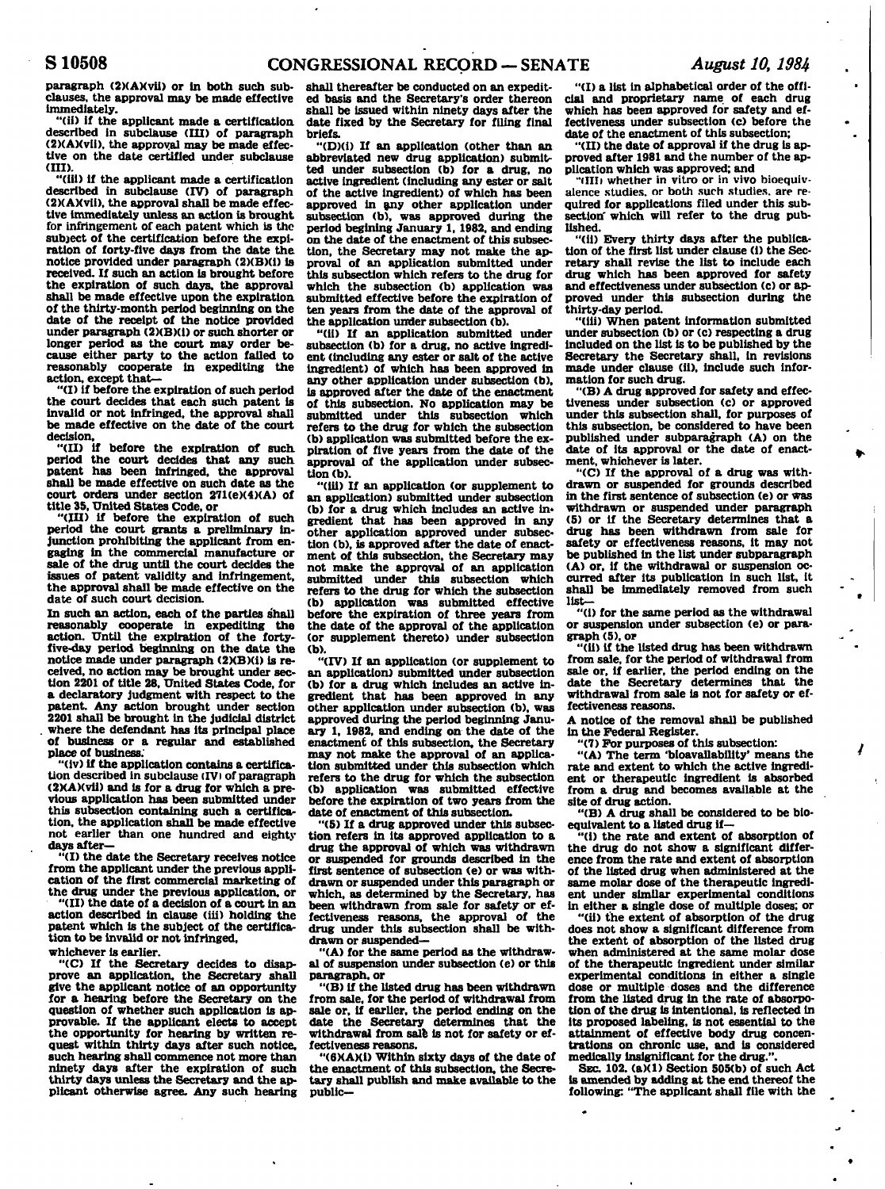paragraph (2)(A)(vii) or in both such subclauses, the approval may be made effective immediately.

"(ii) If the applicant made a certification described in subclause (III) of paragraph (2)(A)(vii), the approval may be made effective on the date certified under subclause (III).

"(iii) If the applicant made a certification described in subclause (IV) of paragraph (2)(A)(vii), the approval shall be made effective immediately unless an action is brought for infringement of each patent which is the subject of the certification before the expiration of forty-five days from the date the notice provided under paragraph (2)(B)(i) is received. If such an action is brought before the expiration of such days, the approval shall be made effective upon the expiration of the thirty-month period beginning on the date of the receipt of the notice provided under paragraph (2)(B)(i) or such shorter or longer period as the court may order because either party to the action failed to reasonably cooperate in expediting the action, except that—

"(I) if before the expiration of such period the court decides that each such patent is invalid or not infringed, the approval shall be made effective on the date of the court decision,

"(II) if before the expiration of such period the court decides that any such patent has been infringed, the approval shall be made effective on such date as the court orders under section 271(e)(4)(A) of title 35, United States Code, or

"(III) if before the expiration of such period the court grants a preliminary injunction prohibiting the applicant from engaging in the commercial manufacture or sale of the drug until the court decides the issues of patent validity and infringement, the approval shall be made effective on the date of such court decision.

In such an action, each of the parties shall reasonably cooperate in expediting the action. Until the expiration of the forty-five-day period beginning on the date the notice made under paragraph (2)(B)(i) is received, no action may be brought under section 2201 of title 28, United States Code, for a declaratory judgment with respect to the patent. Any action brought under section 2201 shall be brought in the judicial district where the defendant has its principal place of business or a regular and established place of business.

"(iv) If the application contains a certification described in subclause (IV) of paragraph (2)(A)(vii) and is for a drug for which a previous application has been submitted under this subsection containing such a certification, the application shall be made effective not earlier than one hundred and eighty days after—

"(I) the date the Secretary receives notice from the applicant under the previous application of the first commercial marketing of the drug under the previous application, or

"(II) the date of a decision of a court in an action described in clause (iii) holding the patent which is the subject of the certification to be invalid or not infringed,

whichever is earlier.

"(C) If the Secretary decides to disapprove an application, the Secretary shall give the applicant notice of an opportunity for a hearing before the Secretary on the question of whether such application is approvable. If the applicant elects to accept the opportunity for hearing by written request within thirty days after such notice, such hearing shall commence not more than ninety days after the expiration of such thirty days unless the Secretary and the applicant otherwise agree. Any such hearing shall thereafter be conducted on an expedited basis and the Secretary's order thereon shall be issued within ninety days after the date fixed by the Secretary for filing final briefs.

"(D)(i) If an application (other than an abbreviated new drug application) submitted under subsection (b) for a drug, no active ingredient (including any ester or salt of the active ingredient) of which has been approved in any other application under subsection (b), was approved during the period beginning January 1, 1982, and ending on the date of the enactment of this subsection, the Secretary may not make the approval of an application submitted under this subsection which refers to the drug for which the subsection (b) application was submitted effective before the expiration of ten years from the date of the approval of the application under subsection (b).

"(ii) If an application submitted under subsection (b) for a drug, no active ingredient (including any ester or salt of the active ingredient) of which has been approved in any other application under subsection (b), is approved after the date of the enactment of this subsection. No application may be submitted under this subsection which refers to the drug for which the subsection (b) application was submitted before the expiration of five years from the date of the approval of the application under subsection (b).

"(iii) If an application (or supplement to an application) submitted under subsection (b) for a drug which includes an active ingredient that has been approved in any other application approved under subsection (b), is approved after the date of enactment of this subsection, the Secretary may not make the approval of an application submitted under this subsection which refers to the drug for which the subsection (b) application was submitted effective before the expiration of three years from the date of the approval of the application (or supplement thereto) under subsection (b).

"(IV) If an application (or supplement to an application) submitted under subsection (b) for a drug which includes an active ingredient that has been approved in any other application under subsection (b), was approved during the period beginning January 1, 1982, and ending on the date of the enactment of this subsection, the Secretary may not make the approval of an application submitted under this subsection which refers to the drug for which the subsection (b) application was submitted effective before the expiration of two years from the date of enactment of this subsection.

"(5) If a drug approved under this subsection refers in its approved application to a drug the approval of which was withdrawn or suspended for grounds described in the first sentence of subsection (e) or was withdrawn or suspended under this paragraph or which, as determined by the Secretary, has been withdrawn from sale for safety or effectiveness reasons, the approval of the drug under this subsection shall be withdrawn or suspended—

"(A) for the same period as the withdrawal of suspension under subsection (e) or this paragraph, or

"(B) if the listed drug has been withdrawn from sale, for the period of withdrawal from sale or, if earlier, the period ending on the date the Secretary determines that the withdrawal from sale is not for safety or effectiveness reasons.

"(6)(A)(i) Within sixty days of the date of the enactment of this subsection, the Secretary shall publish and make available to the public—

"(I) a list in alphabetical order of the official and proprietary name of each drug which has been approved for safety and effectiveness under subsection (c) before the date of the enactment of this subsection;

"(II) the date of approval if the drug is approved after 1981 and the number of the application which was approved; and

"(III) whether in vitro or in vivo bioequivalence studies, or both such studies, are required for applications filed under this subsection which will refer to the drug published.

"(ii) Every thirty days after the publication of the first list under clause (i) the Secretary shall revise the list to include each drug which has been approved for safety and effectiveness under subsection (c) or approved under this subsection during the thirty-day period.

"(iii) When patent information submitted under subsection (b) or (c) respecting a drug included on the list is to be published by the Secretary the Secretary shall, in revisions made under clause (ii), include such information for such drug.

"(B) A drug approved for safety and effectiveness under subsection (c) or approved under this subsection shall, for purposes of this subsection, be considered to have been published under subparagraph (A) on the date of its approval or the date of enactment, whichever is later.

"(C) If the approval of a drug was withdrawn or suspended for grounds described in the first sentence of subsection (e) or was withdrawn or suspended under paragraph (5) or if the Secretary determines that a drug has been withdrawn from sale for safety or effectiveness reasons, it may not be published in the list under subparagraph (A) or, if the withdrawal or suspension occurred after its publication in such list, it shall be immediately removed from such list—

"(i) for the same period as the withdrawal or suspension under subsection (e) or paragraph (5), or

"(ii) if the listed drug has been withdrawn from sale, for the period of withdrawal from sale or, if earlier, the period ending on the date the Secretary determines that the withdrawal from sale is not for safety or effectiveness reasons.

A notice of the removal shall be published in the Federal Register.

"(7) For purposes of this subsection:

"(A) The term 'bioavailability' means the rate and extent to which the active ingredient or therapeutic ingredient is absorbed from a drug and becomes available at the site of drug action.

"(B) A drug shall be considered to be bioequivalent to a listed drug if—

"(i) the rate and extent of absorption of the drug do not show a significant difference from the rate and extent of absorption of the listed drug when administered at the same molar dose of the therapeutic ingredient under similar experimental conditions in either a single dose of multiple doses; or

"(ii) the extent of absorption of the drug does not show a significant difference from the extent of absorption of the listed drug when administered at the same molar dose of the therapeutic ingredient under similar experimental conditions in either a single dose or multiple doses and the difference from the listed drug in the rate of absorption of the drug is intentional, is reflected in its proposed labeling, is not essential to the attainment of effective body drug concentrations on chronic use, and is considered medically insignificant for the drug.".

SEC. 102. (a)(1) Section 505(b) of such Act is amended by adding at the end thereof the following: "The applicant shall file with the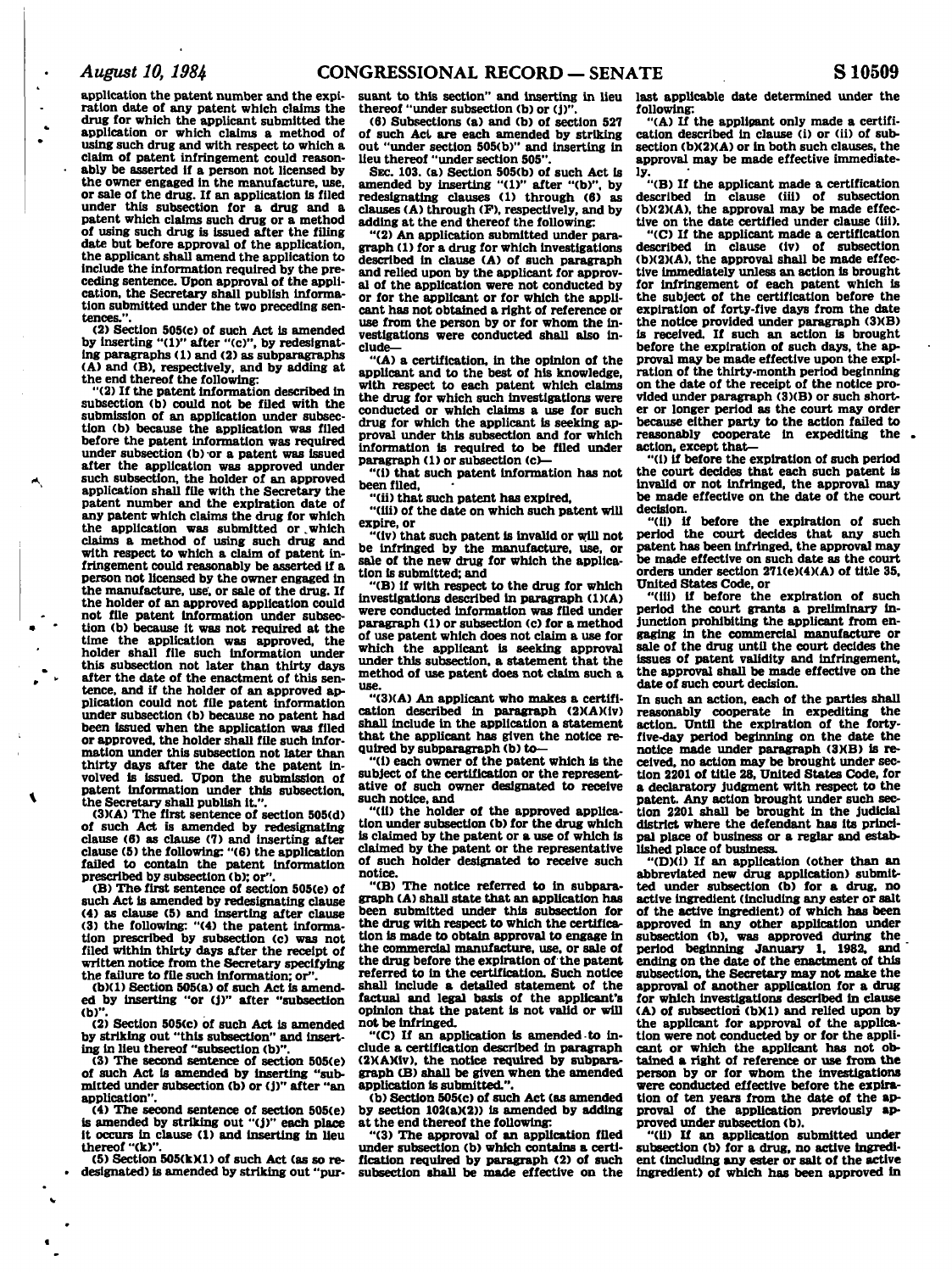application the patent number and the expiration date of any patent which claims the drug for which the applicant submitted the application or which claims a method of using such drug and with respect to which a claim of patent infringement could reasonably be asserted if a person not licensed by the owner engaged in the manufacture, use, or sale of the drug. If an application is filed under this subsection for a drug and a patent which claims such drug or a method of using such drug is issued after the filing date but before approval of the application, the applicant shall amend the application to include the information required by the preceding sentence. Upon approval of the application, the Secretary shall publish information submitted under the two preceding sentences.".

(2) Section 505(c) of such Act is amended by inserting "(1)" after "(c)", by redesignating paragraphs (1) and (2) as subparagraphs (A) and (B), respectively, and by adding at the end thereof the following:

"(2) If the patent information described in subsection (b) could not be filed with the submission of an application under subsection (b) because the application was filed before the patent information was required under subsection (b) or a patent was issued after the application was approved under such subsection, the holder of an approved application shall file with the Secretary the patent number and the expiration date of any patent which claims the drug for which the application was submitted or which claims a method of using such drug and with respect to which a claim of patent infringement could reasonably be asserted if a person not licensed by the owner engaged in the manufacture, use, or sale of the drug. If the holder of an approved application could not file patent information under subsection (b) because it was not required at the time the application was approved, the holder shall file such information under this subsection not later than thirty days after the date of the enactment of this sentence, and if the holder of an approved application could not file patent information under subsection (b) because no patent had been issued when the application was filed or approved, the holder shall file such information under this subsection not later than thirty days after the date the patent involved is issued. Upon the submission of patent information under this subsection, the Secretary shall publish it.".

(3)(A) The first sentence of section 505(d) of such Act is amended by redesignating clause (6) as clause (7) and inserting after clause (5) the following: "(6) the application failed to contain the patent information prescribed by subsection (b); or".

(B) The first sentence of section 505(e) of such Act is amended by redesignating clause (4) as clause (5) and inserting after clause (3) the following: "(4) the patent information prescribed by subsection (c) was not filed within thirty days after the receipt of written notice from the Secretary specifying the failure to file such information; or".

(b)(1) Section 505(a) of such Act is amended by inserting "or (j)" after "subsection (b)".

(2) Section 505(c) of such Act is amended by striking out "this subsection" and inserting in lieu thereof "subsection (b)".

(3) The second sentence of section 505(e) of such Act is amended by inserting "submitted under subsection (b) or (j)" after "an application".

(4) The second sentence of section 505(e) is amended by striking out "(j)" each place it occurs in clause (1) and inserting in lieu thereof "(k)".

(5) Section 505(k)(1) of such Act (as so redesignated) is amended by striking out "pursuant to this section" and inserting in lieu thereof "under subsection (b) or (j)".

(6) Subsections (a) and (b) of section 527 of such Act are each amended by striking out "under section 505(b)" and inserting in lieu thereof "under section 505".

SEC. 103. (a) Section 505(b) of such Act is amended by inserting "(1)" after "(b)", by redesignating clauses (1) through (6) as clauses (A) through (F), respectively, and by adding at the end thereof the following:

"(2) An application submitted under paragraph (1) for a drug for which investigations described in clause (A) of such paragraph and relied upon by the applicant for approval of the application were not conducted by or for the applicant or for which the applicant has not obtained a right of reference or use from the person by or for whom the investigations were conducted shall also include—

"(A) a certification, in the opinion of the applicant and to the best of his knowledge, with respect to each patent which claims the drug for which such investigations were conducted or which claims a use for such drug for which the applicant is seeking approval under this subsection and for which information is required to be filed under paragraph (1) or subsection (c)—

"(i) that such patent information has not been filed,

"(ii) that such patent has expired,

"(iii) of the date on which such patent will expire, or

"(iv) that such patent is invalid or will not be infringed by the manufacture, use, or sale of the new drug for which the application is submitted; and

"(B) if with respect to the drug for which investigations described in paragraph (1)(A) were conducted information was filed under paragraph (1) or subsection (c) for a method of use patent which does not claim a use for which the applicant is seeking approval under this subsection, a statement that the method of use patent does not claim such a use.

"(3)(A) An applicant who makes a certification described in paragraph (2)(A)(iv) shall include in the application a statement that the applicant has given the notice required by subparagraph (b) to—

"(i) each owner of the patent which is the subject of the certification or the representative of such owner designated to receive such notice, and

"(ii) the holder of the approved application under subsection (b) for the drug which is claimed by the patent or a use of which is claimed by the patent or the representative of such holder designated to receive such notice.

"(B) The notice referred to in subparagraph (A) shall state that an application has been submitted under this subsection for the drug with respect to which the certification is made to obtain approval to engage in the commercial manufacture, use, or sale of the drug before the expiration of the patent referred to in the certification. Such notice shall include a detailed statement of the factual and legal basis of the applicant's opinion that the patent is not valid or will not be infringed.

"(C) If an application is amended to include a certification described in paragraph (2)(A)(iv), the notice required by subparagraph (B) shall be given when the amended application is submitted.".

(b) Section 505(c) of such Act (as amended by section 102(a)(2)) is amended by adding at the end thereof the following:

"(3) The approval of an application filed under subsection (b) which contains a certification required by paragraph (2) of such subsection shall be made effective on the last applicable date determined under the following:

"(A) If the applicant only made a certification described in clause (i) or (ii) of subsection (b)(2)(A) or in both such clauses, the approval may be made effective immediately.

"(B) If the applicant made a certification described in clause (iii) of subsection (b)(2)(A), the approval may be made effective on the date certified under clause (iii).

"(C) If the applicant made a certification described in clause (iv) of subsection (b)(2)(A), the approval shall be made effective immediately unless an action is brought for infringement of each patent which is the subject of the certification before the expiration of forty-five days from the date the notice provided under paragraph (3)(B) is received. If such an action is brought before the expiration of such days, the approval may be made effective upon the expiration of the thirty-month period beginning on the date of the receipt of the notice provided under paragraph (3)(B) or such shorter or longer period as the court may order because either party to the action failed to reasonably cooperate in expediting the action, except that—

"(i) if before the expiration of such period the court decides that each such patent is invalid or not infringed, the approval may be made effective on the date of the court decision.

"(ii) if before the expiration of such period the court decides that any such patent has been infringed, the approval may be made effective on such date as the court orders under section 271(e)(4)(A) of title 35, United States Code, or

"(iii) if before the expiration of such period the court grants a preliminary injunction prohibiting the applicant from engaging in the commercial manufacture or sale of the drug until the court decides the issues of patent validity and infringement, the approval shall be made effective on the date of such court decision.

In such an action, each of the parties shall reasonably cooperate in expediting the action. Until the expiration of the forty-five-day period beginning on the date the notice made under paragraph (3)(B) is received, no action may be brought under section 2201 of title 28, United States Code, for a declaratory judgment with respect to the patent. Any action brought under such section 2201 shall be brought in the judicial district where the defendant has its principal place of business or a regiar and established place of business.

"(D)(i) If an application (other than an abbreviated new drug application) submitted under subsection (b) for a drug, no active ingredient (including any ester or salt of the active ingredient) of which has been approved in any other application under subsection (b), was approved during the period beginning January 1, 1982, and ending on the date of the enactment of this subsection, the Secretary may not make the approval of another application for a drug for which investigations described in clause (A) of subsection (b)(1) and relied upon by the applicant for approval of the application were not conducted by or for the applicant or which the applicant has not obtained a right of reference or use from the person by or for whom the investigations were conducted effective before the expiration of ten years from the date of the approval of the application previously approved under subsection (b).

"(ii) If an application submitted under subsection (b) for a drug, no active ingredient (including any ester or salt of the active ingredient) of which has been approved in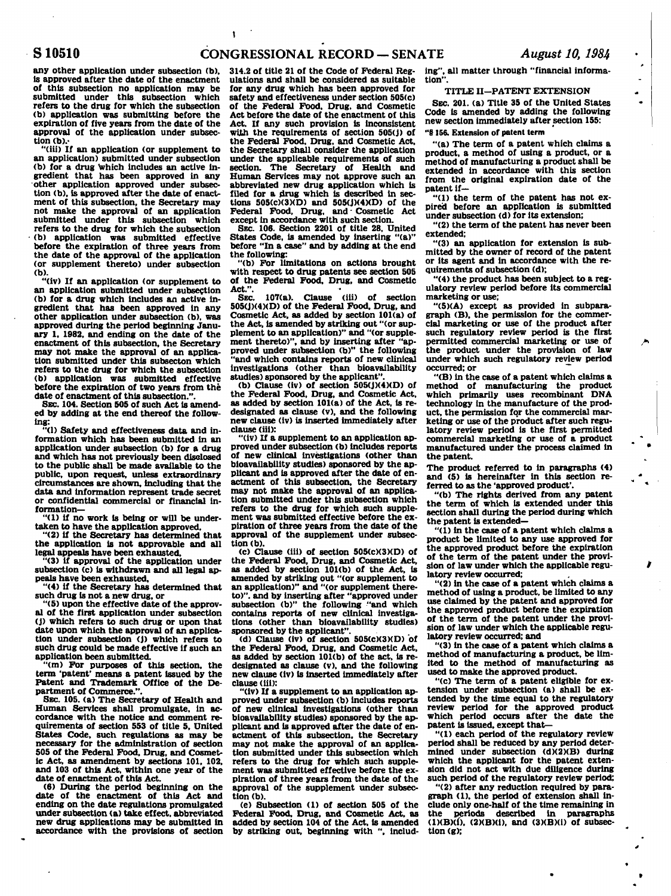any other application under subsection (b), is approved after the date of the enactment of this subsection no application may be submitted under this subsection which refers to the drug for which the subsection (b) application was submitting before the expiration of five years from the date of the approval of the application under subsection (b).

"(iii) If an application (or supplement to an application) submitted under subsection (b) for a drug which includes an active ingredient that has been approved in any other application approved under subsection (b), is approved after the date of enactment of this subsection, the Secretary may not make the approval of an application submitted under this subsection which refers to the drug for which the subsection (b) application was submitted effective before the expiration of three years from the date of the approval of the application (or supplement thereto) under subsection (b).

"(iv) If an application (or supplement to an application submitted under subsection (b) for a drug which includes an active ingredient that has been approved in any other application under subsection (b), was approved during the period beginning January 1, 1982, and ending on the date of the enactment of this subsection, the Secretary may not make the approval of an application submitted under this subsecton which refers to the drug for which the subsection (b) application was submitted effective before the expiration of two years from the date of enactment of this subsection.".

SEC. 104. Section 505 of such Act is amended by adding at the end thereof the following:

"(l) Safety and effectiveness data and information which has been submitted in an application under subsection (b) for a drug and which has not previously been disclosed to the public shall be made available to the public, upon request, unless extraordinary circumstances are shown, including that the data and information represent trade secret or confidential commercial or financial information—

"(1) if no work is being or will be undertaken to have the application approved,

"(2) if the Secretary has determined that the application is not approvable and all legal appeals have been exhausted,

"(3) if approval of the application under subsection (c) is withdrawn and all legal appeals have been exhausted,

"(4) if the Secretary has determined that such drug is not a new drug, or

"(5) upon the effective date of the approval of the first application under subsection (j) which refers to such drug or upon that date upon which the approval of an application under subsection (j) which refers to such drug could be made effective if such an application been submitted.

"(m) For purposes of this section, the term 'patent' means a patent issued by the Patent and Trademark Office of the Department of Commerce.".

SEC. 105. (a) The Secretary of Health and Human Services shall promulgate, in accordance with the notice and comment requirements of section 553 of title 5, United States Code, such regulations as may be necessary for the administration of section 505 of the Federal Food, Drug, and Cosmetic Act, as amendment by sections 101, 102, and 103 of this Act, within one year of the date of enactment of this Act.

(6) During the period beginning on the date of the enactment of this Act and ending on the date regulations promulgated under subsection (a) take effect, abbreviated new drug applications may be submitted in accordance with the provisions of section 314.2 of title 21 of the Code of Federal Regulations and shall be considered as suitable for any drug which has been approved for safety and effectiveness under section 505(c) of the Federal Food, Drug, and Cosmetic Act before the date of the enactment of this Act. If any such provision is inconsistent with the requirements of section 505(j) of the Federal Food, Drug, and Cosmetic Act, the Secretary shall consider the application under the applicable requirements of such section. The Secretary of Health and Human Services may not approve such an abbreviated new drug application which is filed for a drug which is described in sections 505(c)(3)(D) and 505(j)(4)(D) of the Federal Food, Drug, and Cosmetic Act except in accordance with such section.

SEC. 106. Section 2201 of title 28, United States Code, is amended by inserting "(a)" before "In a case" and by adding at the end the following:

"(b) For limitations on actions brought with respect to drug patents see section 505 of the Federal Food, Drug, and Cosmetic Act.".

SEC. 107(a). Clause (iii) of section 505(j)(4)(D) of the Federal Food, Drug, and Cosmetic Act, as added by section 101(a) of the Act, is amended by striking out "(or supplement to an application)" and "(or supplement thereto)", and by inserting after "approved under subsection (b)" the following "and which contains reports of new clinical investigations (other than bioavailability studies) sponsored by the applicant".

(b) Clause (iv) of section 505(j)(4)(D) of the Federal Food, Drug, and Cosmetic Act, as added by section 101(a) of the Act, is redesignated as clause (v), and the following new clause (iv) is inserted immediately after clause (iii):

"(iv) If a supplement to an application approved under subsection (b) includes reports of new clinical investigations (other than bioavailability studies) sponsored by the applicant and is approved after the date of enactment of this subsection, the Secretary may not make the approval of an application submitted under this subsection which refers to the drug for which such supplement was submitted effective before the expiration of three years from the date of the approval of the supplement under subsection (b).

(c) Clause (iii) of section 505(c)(3)(D) of the Federal Food, Drug, and Cosmetic Act, as added by section 101(b) of the Act, is amended by striking out "(or supplement to an application)" and "(or supplement thereto)", and by inserting after "approved under subsection (b)" the following "and which contains reports of new clinical investigations (other than bioavailability studies) sponsored by the applicant".

(d) Clause (iv) of section 505(c)(3)(D) of the Federal Food, Drug, and Cosmetic Act, as added by section 101(b) of the act, is redesignated as clause (v), and the following new clause (iv) is inserted immediately after clause (iii):

"(iv) If a supplement to an application approved under subsection (b) includes reports of new clinical investigations (other than bioavailability studies) sponsored by the applicant and is approved after the date of enactment of this subsection, the Secretary may not make the approval of an application submitted under this subsection which refers to the drug for which such supplement was submitted effective before the expiration of three years from the date of the approval of the supplement under subsection (b).

(e) Subsection (l) of section 505 of the Federal Food, Drug, and Cosmetic Act, as added by section 104 of the Act, is amended by striking out, beginning with ", including", all matter through "financial information".

## TITLE II—PATENT EXTENSION

SEC. 201. (a) Title 35 of the United States Code is amended by adding the following new section immediately after section 155:

**"§ 156. Extension of patent term**

"(a) The term of a patent which claims a product, a method of using a product, or a method of manufacturing a product shall be extended in accordance with this section from the original expiration date of the patent if—

"(1) the term of the patent has not expired before an application is submitted under subsection (d) for its extension;

"(2) the term of the patent has never been extended;

"(3) an application for extension is submitted by the owner of record of the patent or its agent and in accordance with the requirements of subsection (d);

"(4) the product has been subject to a regulatory review period before its commercial marketing or use;

"(5)(A) except as provided in subparagraph (B), the permission for the commercial marketing or use of the product after such regulatory review period is the first permitted commercial marketing or use of the product under the provision of law under which such regulatory review period occurred; or

"(B) in the case of a patent which claims a method of manufacturing the product which primarily uses recombinant DNA technology in the manufacture of the product, the permission for the commercial marketing or use of the product after such regulatory review period is the first permitted commercial marketing or use of a product manufactured under the process claimed in the patent.

The product referred to in paragraphs (4) and (5) is hereinafter in this section referred to as the 'approved product'.

"(b) The rights derived from any patent the term of which is extended under this section shall during the period during which the patent is extended—

"(1) in the case of a patent which claims a product be limited to any use approved for the approved product before the expiration of the term of the patent under the provision of law under which the applicable regulatory review occurred;

"(2) in the case of a patent which claims a method of using a product, be limited to any use claimed by the patent and approved for the approved product before the expiration of the term of the patent under the provision of law under which the applicable regulatory review occurred; and

"(3) in the case of a patent which claims a method of manufacturing a product, be limited to the method of manufacturing as used to make the approved product.

"(c) The term of a patent eligible for extension under subsection (a) shall be extended by the time equal to the regulatory review period for the approved product which period occurs after the date the patent is issued, except that—

"(1) each period of the regulatory review period shall be reduced by any period determined under subsection (d)(2)(B) during which the applicant for the patent extension did not act with due diligence during such period of the regulatory review period;

"(2) after any reduction required by paragraph (1), the period of extension shall include only one-half of the time remaining in the periods described in paragraphs (1)(B)(i), (2)(B)(i), and (3)(B)(i) of subsection (g);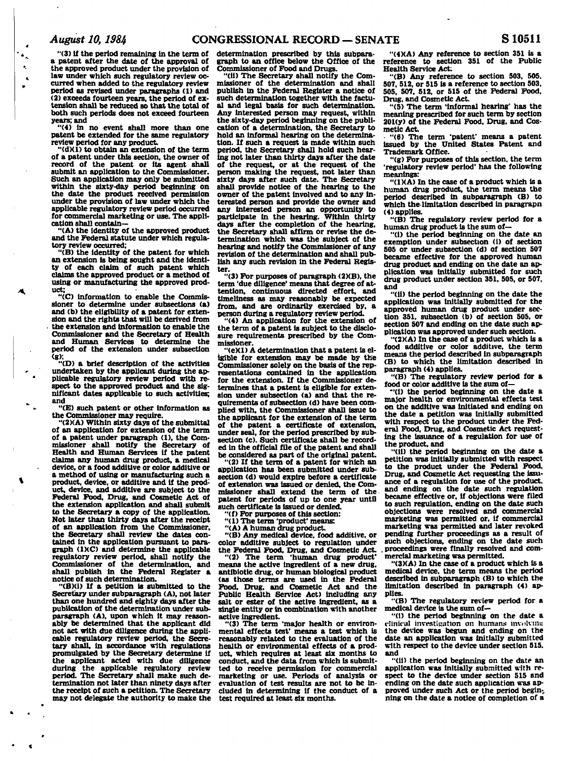"(3) if the period remaining in the term of a patent after the date of the approval of the approved product under the provision of law under which such regulatory review occurred when added to the regulatory review period as revised under paragraphs (1) and (2) exceeds fourteen years, the period of extension shall be reduced so that the total of both such periods does not exceed fourteen years; and

"(4) in no event shall more than one patent be extended for the same regulatory review period for any product.

"(d)(1) to obtain an extension of the term of a patent under this section, the owner of record of the patent or its agent shall submit an application to the Commissioner. Such an application may only be submitted within the sixty-day period beginning on the date the product received permission under the provision of law under which the applicable regulatory review period occurred for commercial marketing or use. The application shall contain—

"(A) the identity of the approved product and the Federal statute under which regulatory review occurred;

"(B) the identity of the patent for which an extension is being sought and the identity of each claim of such patent which claims the approved product or a method of using or manufacturing the approved product;

"(C) information to enable the Commissioner to determine under subsections (a) and (b) the eligibility of a patent for extension and the rights that will be derived from the extension and information to enable the Commissioner and the Secretary of Health and Human Services to determine the period of the extension under subsection (g);

"(D) a brief description of the activities undertaken by the applicant during the applicable regulatory review period with respect to the approved product and the significant dates applicable to such activities; and

"(E) such patent or other information as the Commissioner may require.

"(2)(A) Within sixty days of the submittal of an application for extension of the term of a patent under paragraph (1), the Commissioner shall notify the Secretary of Health and Human Services if the patent claims any human drug product, a medical device, or a food additive or color additive or a method of using or manufacturing such a product, device, or additive and if the product, device, and additive are subject to the Federal Food, Drug, and Cosmetic Act of the extension application and shall submit to the Secretary a copy of the application. Not later than thirty days after the receipt of an application from the Commissioner, the Secretary shall review the dates contained in the application pursuant to paragraph (1)(C) and determine the applicable regulatory review period, shall notify the Commissioner of the determination, and shall publish in the Federal Register a notice of such determination.

"(B)(i) If a petition is submitted to the Secretary under subparagraph (A), not later than one hundred and eighty days after the publication of the determination under subparagraph (A), upon which it may reasonably be determined that the applicant did not act with due diligence during the applicable regulatory review period, the Secretary shall, in accordance with regulations promulgated by the Secretary determine if the applicant acted with due diligence during the applicable regulatory review period. The Secretary shall make such determination not later than ninety days after the receipt of such a petition. The Secretary may not delegate the authority to make the determination prescribed by this subparagraph to an office below the Office of the Commissioner of Food and Drugs.

"(ii) The Secretary shall notify the Commissioner of the determination and shall publish in the Federal Register a notice of such determination together with the factual and legal basis for such determination. Any interested person may request, within the sixty-day period beginning on the publication of a determination, the Secretary to hold an informal hearing on the determination. If such a request is made within such period, the Secretary shall hold such hearing not later than thirty days after the date of the request, or at the request of the person making the request, not later than sixty days after such date. The Secretary shall provide notice of the hearing to the owner of the patent involved and to any interested person and provide the owner and any interested person an opportunity to participate in the hearing. Within thirty days after the completion of the hearing, the Secretary shall affirm or revise the determination which was the subject of the hearing and notify the Commissioner of any revision of the determination and shall publish any such revision in the Federal Register.

"(3) For purposes of paragraph (2)(B), the term 'due diligence' means that degree of attention, continuous directed effort, and timeliness as may reasonably be expected from, and are ordinarily exercised by, a person during a regulatory review period.

"(4) An application for the extension of the term of a patent is subject to the disclosure requirements prescribed by the Commissioner.

"(e)(1) A determination that a patent is eligible for extension may be made by the Commissioner solely on the basis of the representations contained in the application for the extension. If the Commissioner determines that a patent is eligible for extension under subsection (a) and that the requirements of subsection (d) have been complied with, the Commissioner shall issue to the applicant for the extension of the term of the patent a certificate of extension, under seal, for the period prescribed by subsection (c). Such certificate shall be recorded in the official file of the patent and shall be considered as part of the original patent.

"(2) If the term of a patent for which an application has been submitted under subsection (d) would expire before a certificate of extension was issued or denied, the Commissioner shall extend the term of the patent for periods of up to one year until such certificate is issued or denied.

"(f) For purposes of this section:

"(1) The term 'product' means:

"(A) A human drug product.

"(B) Any medical device, food additive, or color additive subject to regulation under the Federal Food, Drug, and Cosmetic Act.

"(2) The term 'human drug product' means the active ingredient of a new drug, antibiotic drug, or human biological product (as those terms are used in the Federal Food, Drug, and Cosmetic Act and the Public Health Service Act) including any salt or ester of the active ingredient, as a single entity or in combination with another active ingredient.

"(3) The term 'major health or environmental effects test' means a test which is reasonably related to the evaluation of the health or environmental effects of a product, which requires at least six months to conduct, and the data from which is submitted to receive permission for commercial marketing or use. Periods of analysis or evaluation of test results are not to be included in determining if the conduct of a test required at least six months.

"(4)(A) Any reference to section 351 is a reference to section 351 of the Public Health Service Act.

"(B) Any reference to section 503, 505, 507, 512, or 515 is a reference to section 503, 505, 507, 512, or 515 of the Federal Food, Drug, and Cosmetic Act.

"(5) The term 'informal hearing' has the meaning prescribed for such term by section 201(y) of the Federal Food, Drug, and Cosmetic Act.

"(6) The term 'patent' means a patent issued by the United States Patent and Trademark Office.

"(g) For purposes of this section, the term 'regulatory review period' has the following meanings:

"(1)(A) In the case of a product which is a human drug product, the term means the period described in subparagraph (B) to which the limitation described in paragraph (4) applies.

"(B) The regulatory review period for a human drug product is the sum of—

"(i) the period beginning on the date an exemption under subsection (i) of section 505 or under subsection (d) of section 507 became effective for the approved human drug product and ending on the date an application was initially submitted for such drug product under section 351, 505, or 507, and

"(ii) the period beginning on the date the application was initially submitted for the approved human drug product under section 351, subsection (b) of section 505, or section 507 and ending on the date such application was approved under such section.

"(2)(A) In the case of a product which is a food additive or color additive, the term means the period described in subparagraph (B) to which the limitation described in paragraph (4) applies.

"(B) The regulatory review period for a food or color additive is the sum of—

"(i) the period beginning on the date a major health or environmental effects test on the additive was initiated and ending on the date a petition was initially submitted with respect to the product under the Federal Food, Drug, and Cosmetic Act requesting the issuance of a regulation for use of the product, and

"(ii) the period beginning on the date a petition was initially submitted with respect to the product under the Federal Food, Drug, and Cosmetic Act requesting the issuance of a regulation for use of the product, and ending on the date such regulation became effective or, if objections were filed to such regulation, ending on the date such objections were resolved and commercial marketing was permitted or, if commercial marketing was permitted and later revoked pending further proceedings as a result of such objections, ending on the date such proceedings were finally resolved and commercial marketing was permitted.

"(3)(A) In the case of a product which is a medical device, the term means the period described in subparagraph (B) to which the limitation described in paragraph (4) applies.

"(B) The regulatory review period for a medical device is the sum of—

"(i) the period beginning on the date a clinical investigation on humans involving the device was begun and ending on the date an application was initially submitted with respect to the device under section 515, and

"(ii) the period beginning on the date an application was initially submitted with respect to the device under section 515 and ending on the date such application was approved under such Act or the period beginning on the date a notice of completion of a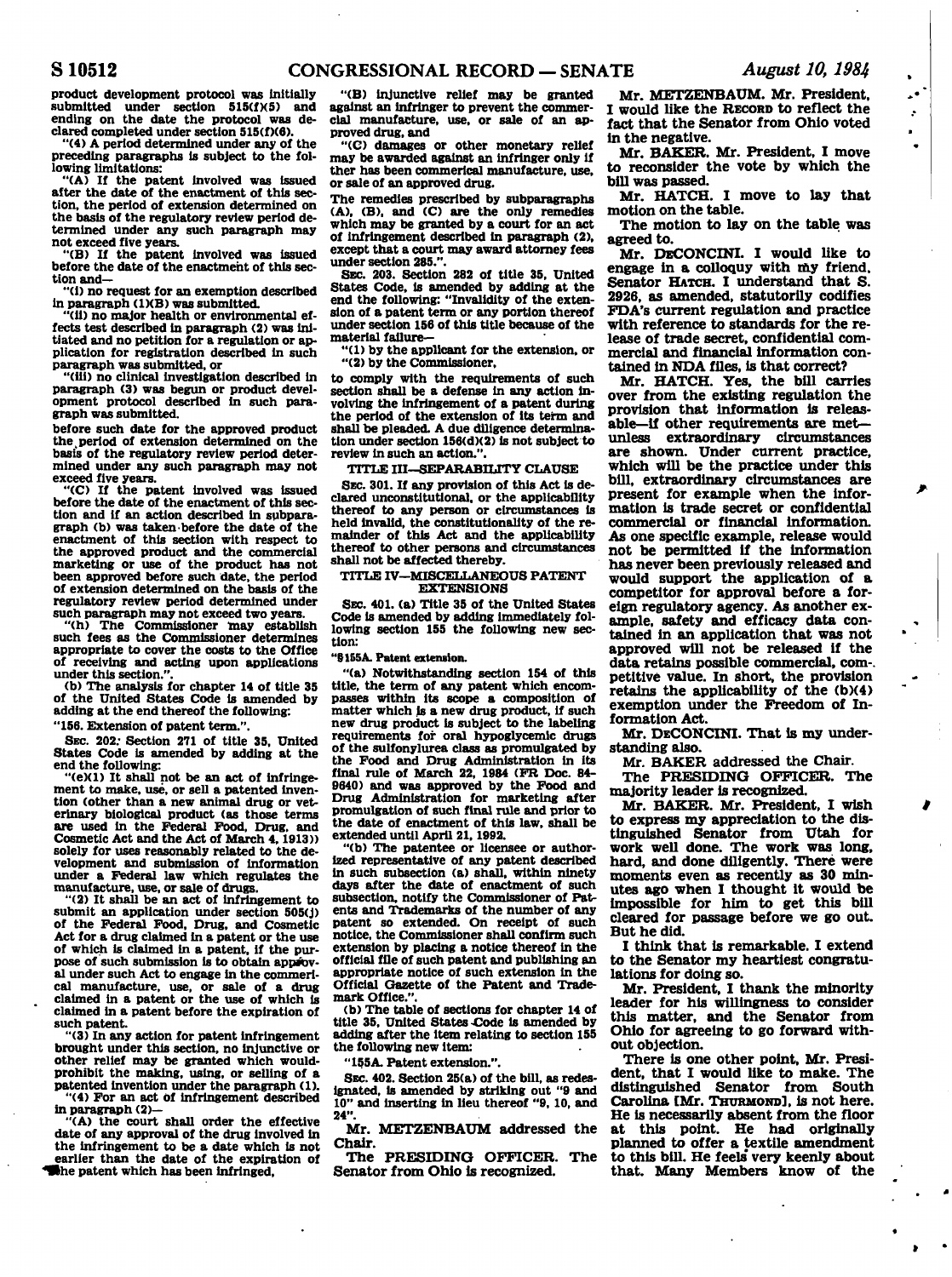product development protocol was initially submitted under section 515(f)(5) and ending on the date the protocol was declared completed under section 515(f)(6).

"(4) A period determined under any of the preceding paragraphs is subject to the following limitations:

"(A) If the patent involved was issued after the date of the enactment of this section, the period of extension determined on the basis of the regulatory review period determined under any such paragraph may not exceed five years.

"(B) If the patent involved was issued before the date of the enactment of this section and—

"(i) no request for an exemption described in paragraph (1)(B) was submitted,

"(ii) no major health or environmental effects test described in paragraph (2) was initiated and no petition for a regulation or application for registration described in such paragraph was submitted, or

"(iii) no clinical investigation described in paragraph (3) was begun or product development protocol described in such paragraph was submitted,

before such date for the approved product the period of extension determined on the basis of the regulatory review period determined under any such paragraph may not exceed five years.

"(C) If the patent involved was issued before the date of the enactment of this section and if an action described in subparagraph (b) was taken before the date of the enactment of this section with respect to the approved product and the commercial marketing or use of the product has not been approved before such date, the period of extension determined on the basis of the regulatory review period determined under such paragraph may not exceed two years.

"(h) The Commissioner may establish such fees as the Commissioner determines appropriate to cover the costs to the Office of receiving and acting upon applications under this section.".

(b) The analysis for chapter 14 of title 35 of the United States Code is amended by adding at the end thereof the following:

"156. Extension of patent term.".

SEC. 202. Section 271 of title 35, United States Code is amended by adding at the end the following:

"(e)(1) It shall not be an act of infringement to make, use, or sell a patented invention (other than a new animal drug or veterinary biological product (as those terms are used in the Federal Food, Drug, and Cosmetic Act and the Act of March 4, 1913)) solely for uses reasonably related to the development and submission of information under a Federal law which regulates the manufacture, use, or sale of drugs.

"(2) It shall be an act of infringement to submit an application under section 505(j) of the Federal Food, Drug, and Cosmetic Act for a drug claimed in a patent or the use of which is claimed in a patent, if the purpose of such submission is to obtain approval under such Act to engage in the commercial manufacture, use, or sale of a drug claimed in a patent or the use of which is claimed in a patent before the expiration of such patent.

"(3) In any action for patent infringement brought under this section, no injunctive or other relief may be granted which would prohibit the making, using, or selling of a patented invention under the paragraph (1).

"(4) For an act of infringement described in paragraph (2)—

"(A) the court shall order the effective date of any approval of the drug involved in the infringement to be a date which is not earlier than the date of the expiration of the patent which has been infringed,

"(B) injunctive relief may be granted against an infringer to prevent the commercial manufacture, use, or sale of an approved drug, and

"(C) damages or other monetary relief may be awarded against an infringer only if ther has been commerical manufacture, use, or sale of an approved drug.

The remedies prescribed by subparagraphs (A), (B), and (C) are the only remedies which may be granted by a court for an act of infringement described in paragraph (2), except that a court may award attorney fees under section 285.".

SEC. 203. Section 282 of title 35, United States Code, is amended by adding at the end the following: "Invalidity of the extension of a patent term or any portion thereof under section 156 of this title because of the material failure—

"(1) by the applicant for the extension, or

"(2) by the Commissioner,

to comply with the requirements of such section shall be a defense in any action involving the infringement of a patent during the period of the extension of its term and shall be pleaded. A due diligence determination under section 156(d)(2) is not subject to review in such an action.".

TITLE III—SEPARABILITY CLAUSE

SEC. 301. If any provision of this Act is declared unconstitutional, or the applicability thereof to any person or circumstances is held invalid, the constitutionality of the remainder of this Act and the applicability thereof to other persons and circumstances shall not be affected thereby.

TITLE IV—MISCELLANEOUS PATENT EXTENSIONS

SEC. 401. (a) Title 35 of the United States Code is amended by adding immediately following section 155 the following new section:

**"§155A. Patent extension.**

"(a) Notwithstanding section 154 of this title, the term of any patent which encompasses within its scope a composition of matter which is a new drug product, if such new drug product is subject to the labeling requirements for oral hypoglycemic drugs of the sulfonylurea class as promulgated by the Food and Drug Administration in its final rule of March 22, 1984 (FR Doc. 84-9640) and was approved by the Food and Drug Administration for marketing after promulgation of such final rule and prior to the date of enactment of this law, shall be extended until April 21, 1992.

"(b) The patentee or licensee or authorized representative of any patent described in such subsection (a) shall, within ninety days after the date of enactment of such subsection, notify the Commissioner of Patents and Trademarks of the number of any patent so extended. On receipt of such notice, the Commissioner shall confirm such extension by placing a notice thereof in the official file of such patent and publishing an appropriate notice of such extension in the Official Gazette of the Patent and Trademark Office.".

(b) The table of sections for chapter 14 of title 35, United States Code is amended by adding after the item relating to section 155 the following new item:

"155A. Patent extension.".

SEC. 402. Section 25(a) of the bill, as redesignated, is amended by striking out "9 and 10" and inserting in lieu thereof "9, 10, and 24".

Mr. METZENBAUM addressed the Chair.

The PRESIDING OFFICER. The Senator from Ohio is recognized.

Mr. METZENBAUM. Mr. President, I would like the RECORD to reflect the fact that the Senator from Ohio voted in the negative.

Mr. BAKER. Mr. President, I move to reconsider the vote by which the bill was passed.

Mr. HATCH. I move to lay that motion on the table.

The motion to lay on the table was agreed to.

Mr. DECONCINI. I would like to engage in a colloquy with my friend, Senator HATCH. I understand that S. 2926, as amended, statutorily codifies FDA's current regulation and practice with reference to standards for the release of trade secret, confidential commercial and financial information contained in NDA files, is that correct?

Mr. HATCH. Yes, the bill carries over from the existing regulation the provision that information is releasable—if other requirements are met—unless extraordinary circumstances are shown. Under current practice, which will be the practice under this bill, extraordinary circumstances are present for example when the information is trade secret or confidential commercial or financial information. As one specific example, release would not be permitted if the information has never been previously released and would support the application of a competitor for approval before a foreign regulatory agency. As another example, safety and efficacy data contained in an application that was not approved will not be released if the data retains possible commercial, competitive value. In short, the provision retains the applicability of the (b)(4) exemption under the Freedom of Information Act.

Mr. DECONCINI. That is my understanding also.

Mr. BAKER addressed the Chair.

The PRESIDING OFFICER. The majority leader is recognized.

Mr. BAKER. Mr. President, I wish to express my appreciation to the distinguished Senator from Utah for work well done. The work was long, hard, and done diligently. There were moments even as recently as 30 minutes ago when I thought it would be impossible for him to get this bill cleared for passage before we go out. But he did.

I think that is remarkable. I extend to the Senator my heartiest congratulations for doing so.

Mr. President, I thank the minority leader for his willingness to consider this matter, and the Senator from Ohio for agreeing to go forward without objection.

There is one other point, Mr. President, that I would like to make. The distinguished Senator from South Carolina [Mr. THURMOND], is not here. He is necessarily absent from the floor at this point. He had originally planned to offer a textile amendment to this bill. He feels very keenly about that. Many Members know of the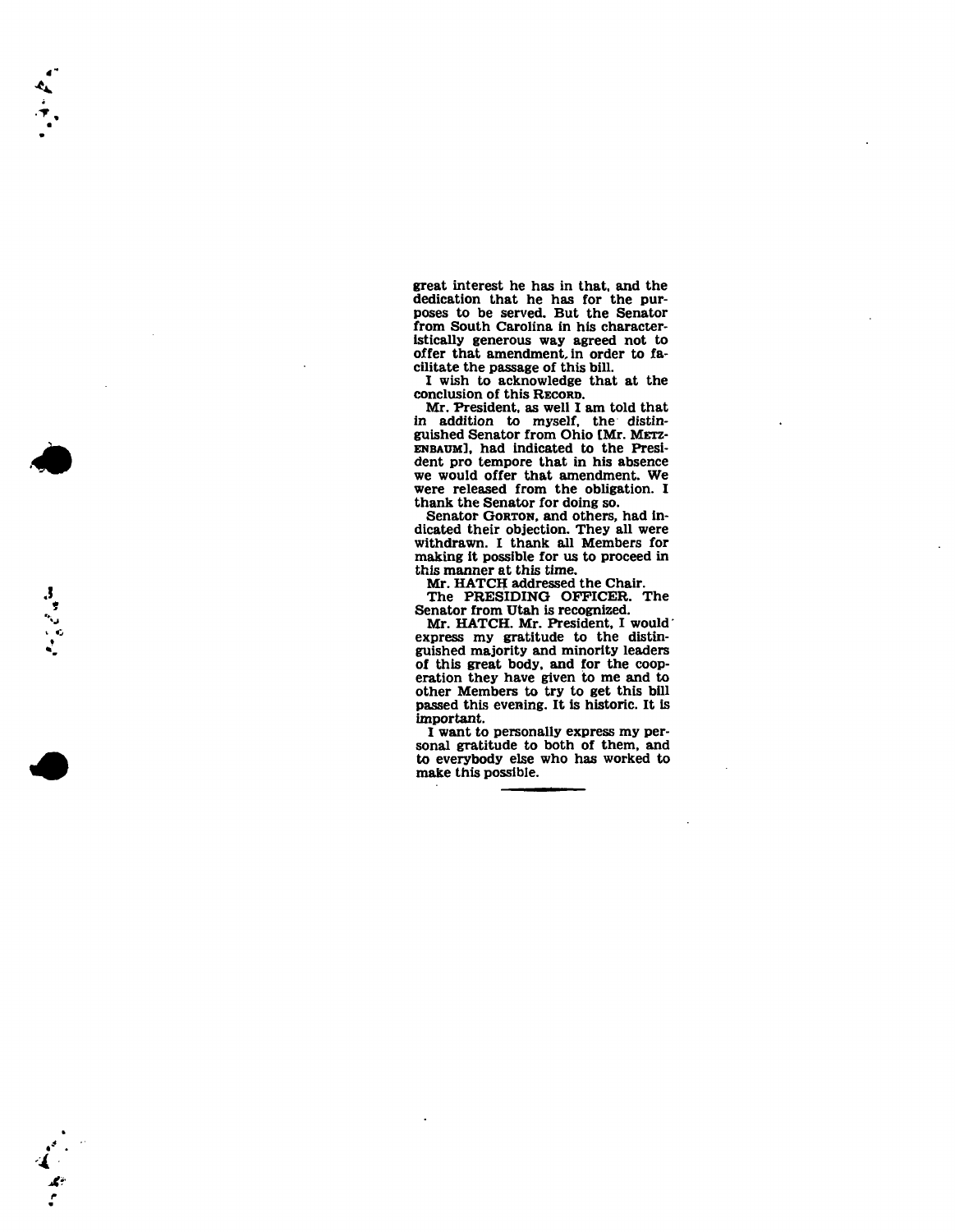great interest he has in that, and the dedication that he has for the purposes to be served. But the Senator from South Carolina in his characteristically generous way agreed not to offer that amendment in order to facilitate the passage of this bill.

I wish to acknowledge that at the conclusion of this RECORD.

Mr. President, as well I am told that in addition to myself, the distinguished Senator from Ohio [Mr. METZENBAUM], had indicated to the President pro tempore that in his absence we would offer that amendment. We were released from the obligation. I thank the Senator for doing so.

Senator GORTON, and others, had indicated their objection. They all were withdrawn. I thank all Members for making it possible for us to proceed in this manner at this time.

Mr. HATCH addressed the Chair.

The PRESIDING OFFICER. The Senator from Utah is recognized.

Mr. HATCH. Mr. President, I would express my gratitude to the distinguished majority and minority leaders of this great body, and for the cooperation they have given to me and to other Members to try to get this bill passed this evening. It is historic. It is important.

I want to personally express my personal gratitude to both of them, and to everybody else who has worked to make this possible.